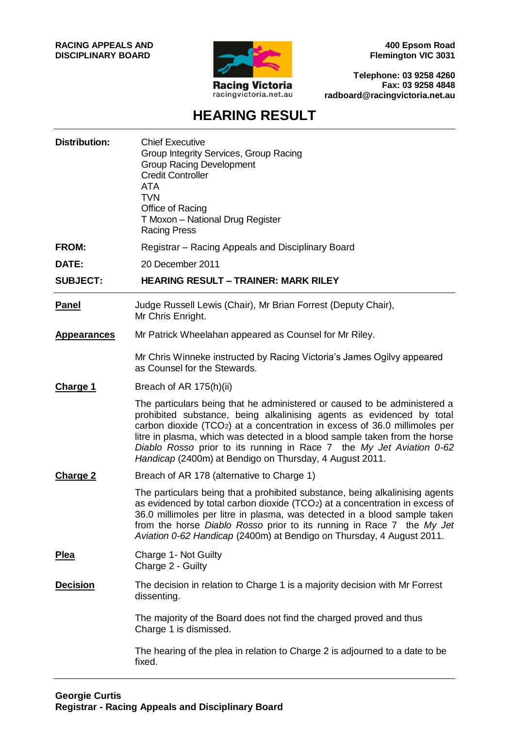**RACING APPEALS AND DISCIPLINARY BOARD**

Racing Victoria
racingvictoria.net.au

**400 Epsom Road**
**Flemington VIC 3031**

**Telephone: 03 9258 4260**
**Fax: 03 9258 4848**
**radboard@racingvictoria.net.au**

# HEARING RESULT

**Distribution:** Chief Executive
Group Integrity Services, Group Racing
Group Racing Development
Credit Controller
ATA
TVN
Office of Racing
T Moxon – National Drug Register
Racing Press

**FROM:** Registrar – Racing Appeals and Disciplinary Board

**DATE:** 20 December 2011

**SUBJECT:** **HEARING RESULT – TRAINER: MARK RILEY**

---

**Panel**

Judge Russell Lewis (Chair), Mr Brian Forrest (Deputy Chair), Mr Chris Enright.

**Appearances**

Mr Patrick Wheelahan appeared as Counsel for Mr Riley.

Mr Chris Winneke instructed by Racing Victoria's James Ogilvy appeared as Counsel for the Stewards.

**Charge 1**

Breach of AR 175(h)(ii)

The particulars being that he administered or caused to be administered a prohibited substance, being alkalinising agents as evidenced by total carbon dioxide ($TCO_2$) at a concentration in excess of 36.0 millimoles per litre in plasma, which was detected in a blood sample taken from the horse *Diablo Rosso* prior to its running in Race 7 the *My Jet Aviation 0-62 Handicap* (2400m) at Bendigo on Thursday, 4 August 2011.

**Charge 2**

Breach of AR 178 (alternative to Charge 1)

The particulars being that a prohibited substance, being alkalinising agents as evidenced by total carbon dioxide ($TCO_2$) at a concentration in excess of 36.0 millimoles per litre in plasma, was detected in a blood sample taken from the horse *Diablo Rosso* prior to its running in Race 7 the *My Jet Aviation 0-62 Handicap* (2400m) at Bendigo on Thursday, 4 August 2011.

**Plea**

Charge 1- Not Guilty
Charge 2 - Guilty

**Decision**

The decision in relation to Charge 1 is a majority decision with Mr Forrest dissenting.

The majority of the Board does not find the charged proved and thus Charge 1 is dismissed.

The hearing of the plea in relation to Charge 2 is adjourned to a date to be fixed.

---

**Georgie Curtis**
**Registrar - Racing Appeals and Disciplinary Board**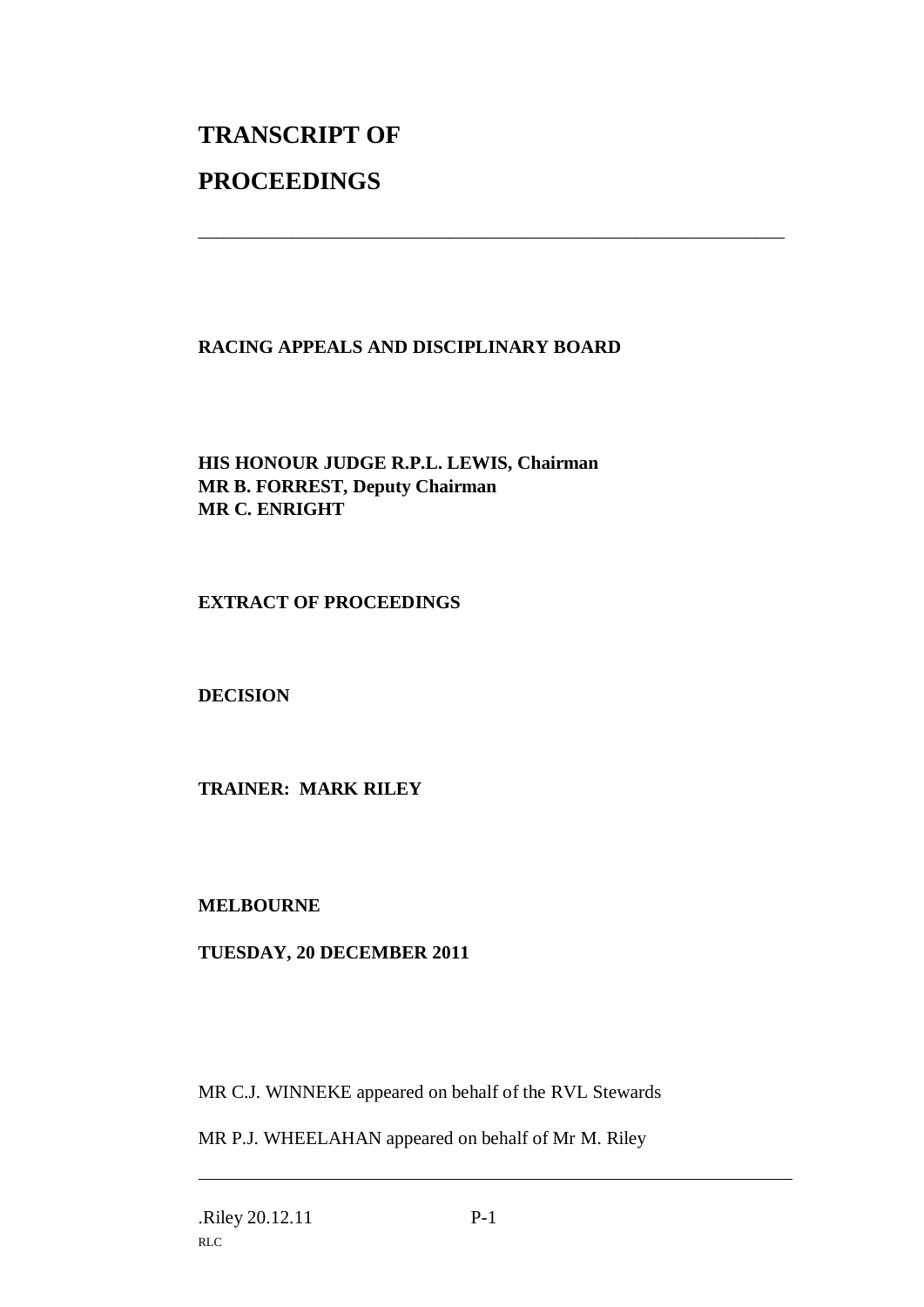# TRANSCRIPT OF PROCEEDINGS

---

**RACING APPEALS AND DISCIPLINARY BOARD**

**HIS HONOUR JUDGE R.P.L. LEWIS, Chairman**
**MR B. FORREST, Deputy Chairman**
**MR C. ENRIGHT**

**EXTRACT OF PROCEEDINGS**

**DECISION**

**TRAINER: MARK RILEY**

**MELBOURNE**

**TUESDAY, 20 DECEMBER 2011**

MR C.J. WINNEKE appeared on behalf of the RVL Stewards

MR P.J. WHEELAHAN appeared on behalf of Mr M. Riley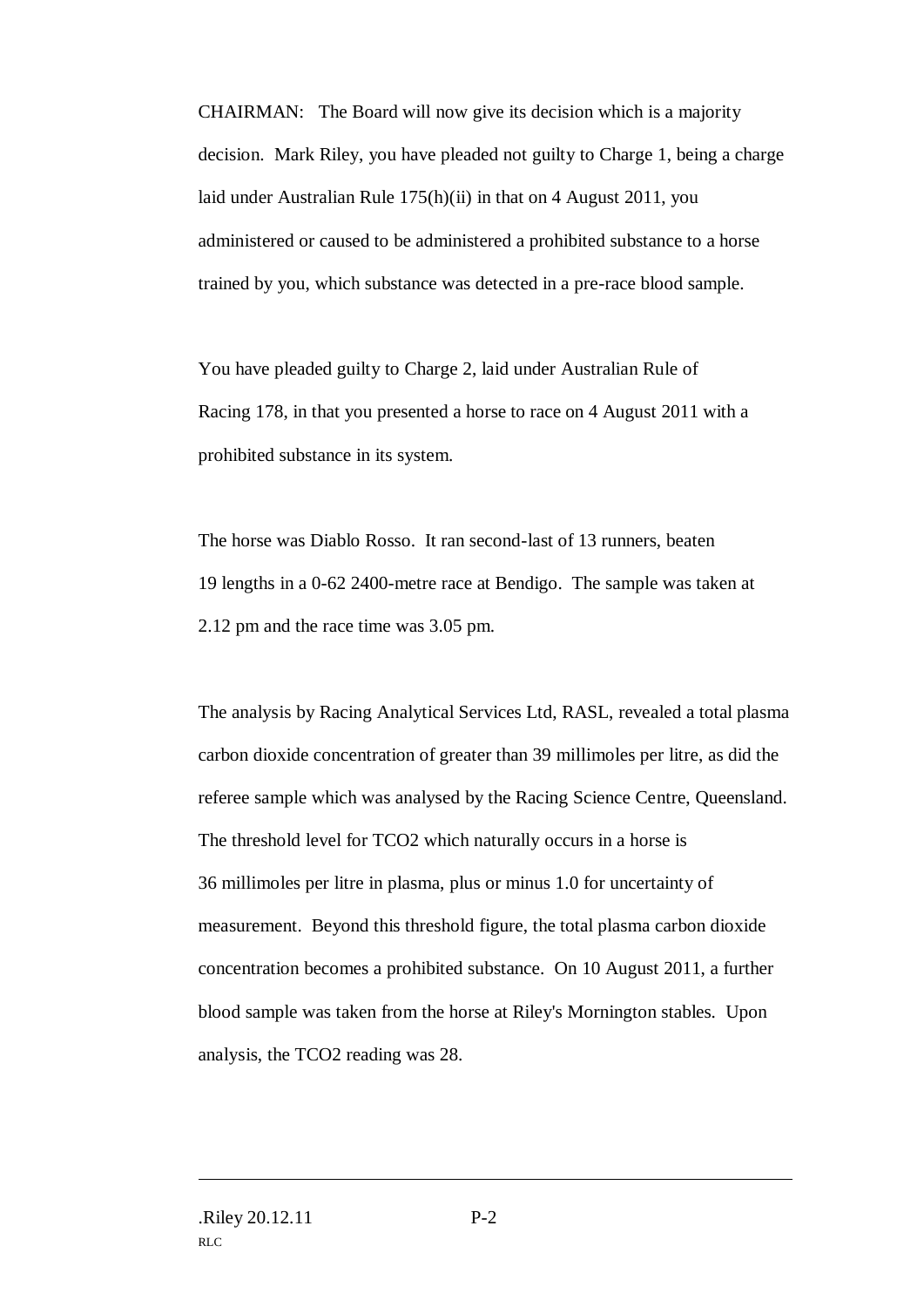CHAIRMAN: The Board will now give its decision which is a majority decision. Mark Riley, you have pleaded not guilty to Charge 1, being a charge laid under Australian Rule 175(h)(ii) in that on 4 August 2011, you administered or caused to be administered a prohibited substance to a horse trained by you, which substance was detected in a pre-race blood sample.

You have pleaded guilty to Charge 2, laid under Australian Rule of Racing 178, in that you presented a horse to race on 4 August 2011 with a prohibited substance in its system.

The horse was Diablo Rosso. It ran second-last of 13 runners, beaten 19 lengths in a 0-62 2400-metre race at Bendigo. The sample was taken at 2.12 pm and the race time was 3.05 pm.

The analysis by Racing Analytical Services Ltd, RASL, revealed a total plasma carbon dioxide concentration of greater than 39 millimoles per litre, as did the referee sample which was analysed by the Racing Science Centre, Queensland. The threshold level for TCO2 which naturally occurs in a horse is 36 millimoles per litre in plasma, plus or minus 1.0 for uncertainty of measurement. Beyond this threshold figure, the total plasma carbon dioxide concentration becomes a prohibited substance. On 10 August 2011, a further blood sample was taken from the horse at Riley's Mornington stables. Upon analysis, the TCO2 reading was 28.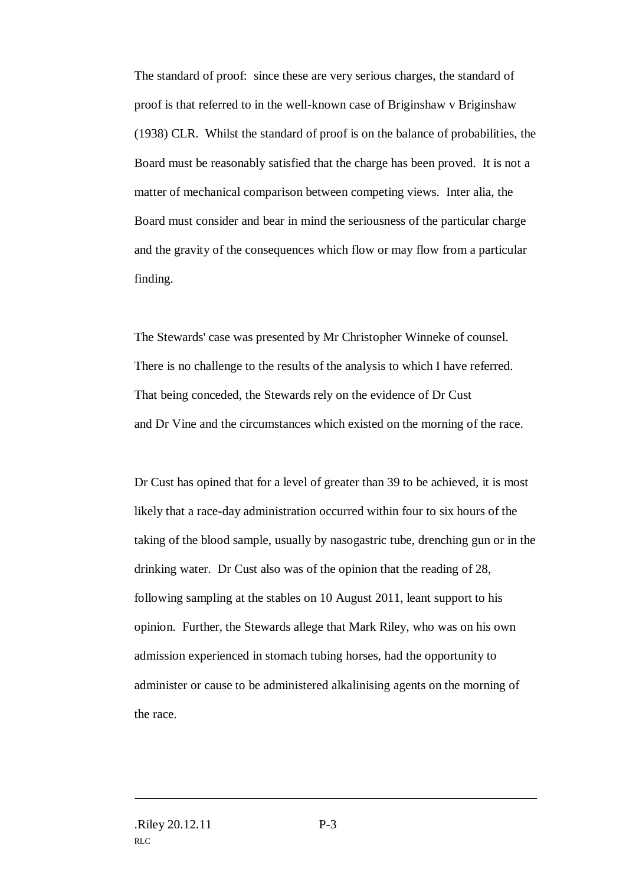The standard of proof: since these are very serious charges, the standard of proof is that referred to in the well-known case of Briginshaw v Briginshaw (1938) CLR. Whilst the standard of proof is on the balance of probabilities, the Board must be reasonably satisfied that the charge has been proved. It is not a matter of mechanical comparison between competing views. Inter alia, the Board must consider and bear in mind the seriousness of the particular charge and the gravity of the consequences which flow or may flow from a particular finding.

The Stewards' case was presented by Mr Christopher Winneke of counsel. There is no challenge to the results of the analysis to which I have referred. That being conceded, the Stewards rely on the evidence of Dr Cust and Dr Vine and the circumstances which existed on the morning of the race.

Dr Cust has opined that for a level of greater than 39 to be achieved, it is most likely that a race-day administration occurred within four to six hours of the taking of the blood sample, usually by nasogastric tube, drenching gun or in the drinking water. Dr Cust also was of the opinion that the reading of 28, following sampling at the stables on 10 August 2011, leant support to his opinion. Further, the Stewards allege that Mark Riley, who was on his own admission experienced in stomach tubing horses, had the opportunity to administer or cause to be administered alkalinising agents on the morning of the race.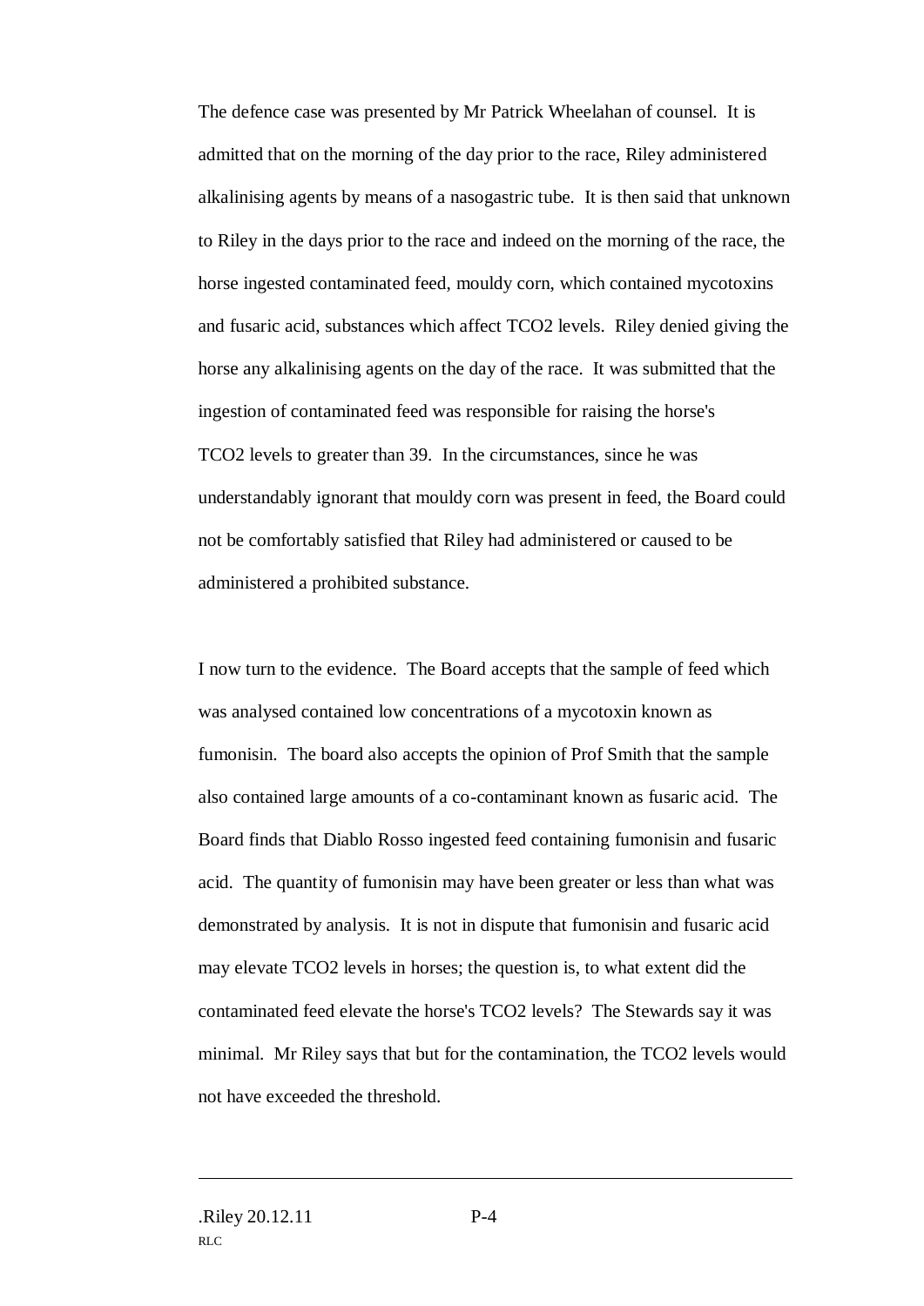The defence case was presented by Mr Patrick Wheelahan of counsel. It is admitted that on the morning of the day prior to the race, Riley administered alkalinising agents by means of a nasogastric tube. It is then said that unknown to Riley in the days prior to the race and indeed on the morning of the race, the horse ingested contaminated feed, mouldy corn, which contained mycotoxins and fusaric acid, substances which affect TCO2 levels. Riley denied giving the horse any alkalinising agents on the day of the race. It was submitted that the ingestion of contaminated feed was responsible for raising the horse's TCO2 levels to greater than 39. In the circumstances, since he was understandably ignorant that mouldy corn was present in feed, the Board could not be comfortably satisfied that Riley had administered or caused to be administered a prohibited substance.

I now turn to the evidence. The Board accepts that the sample of feed which was analysed contained low concentrations of a mycotoxin known as fumonisin. The board also accepts the opinion of Prof Smith that the sample also contained large amounts of a co-contaminant known as fusaric acid. The Board finds that Diablo Rosso ingested feed containing fumonisin and fusaric acid. The quantity of fumonisin may have been greater or less than what was demonstrated by analysis. It is not in dispute that fumonisin and fusaric acid may elevate TCO2 levels in horses; the question is, to what extent did the contaminated feed elevate the horse's TCO2 levels? The Stewards say it was minimal. Mr Riley says that but for the contamination, the TCO2 levels would not have exceeded the threshold.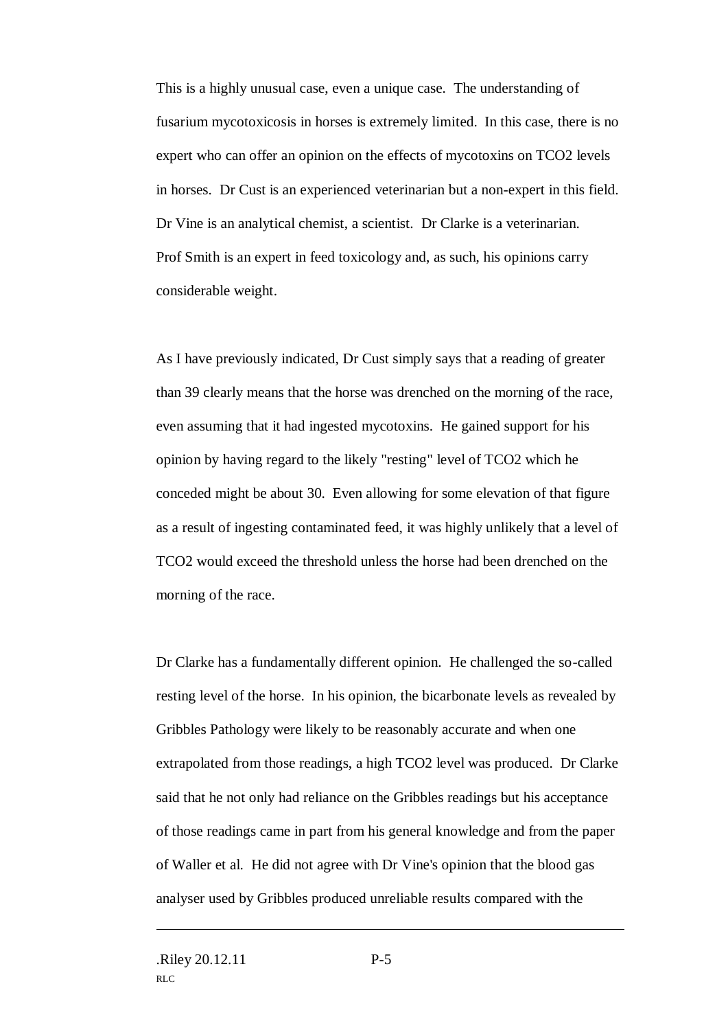This is a highly unusual case, even a unique case. The understanding of fusarium mycotoxicosis in horses is extremely limited. In this case, there is no expert who can offer an opinion on the effects of mycotoxins on TCO2 levels in horses. Dr Cust is an experienced veterinarian but a non-expert in this field. Dr Vine is an analytical chemist, a scientist. Dr Clarke is a veterinarian. Prof Smith is an expert in feed toxicology and, as such, his opinions carry considerable weight.

As I have previously indicated, Dr Cust simply says that a reading of greater than 39 clearly means that the horse was drenched on the morning of the race, even assuming that it had ingested mycotoxins. He gained support for his opinion by having regard to the likely "resting" level of TCO2 which he conceded might be about 30. Even allowing for some elevation of that figure as a result of ingesting contaminated feed, it was highly unlikely that a level of TCO2 would exceed the threshold unless the horse had been drenched on the morning of the race.

Dr Clarke has a fundamentally different opinion. He challenged the so-called resting level of the horse. In his opinion, the bicarbonate levels as revealed by Gribbles Pathology were likely to be reasonably accurate and when one extrapolated from those readings, a high TCO2 level was produced. Dr Clarke said that he not only had reliance on the Gribbles readings but his acceptance of those readings came in part from his general knowledge and from the paper of Waller et al. He did not agree with Dr Vine's opinion that the blood gas analyser used by Gribbles produced unreliable results compared with the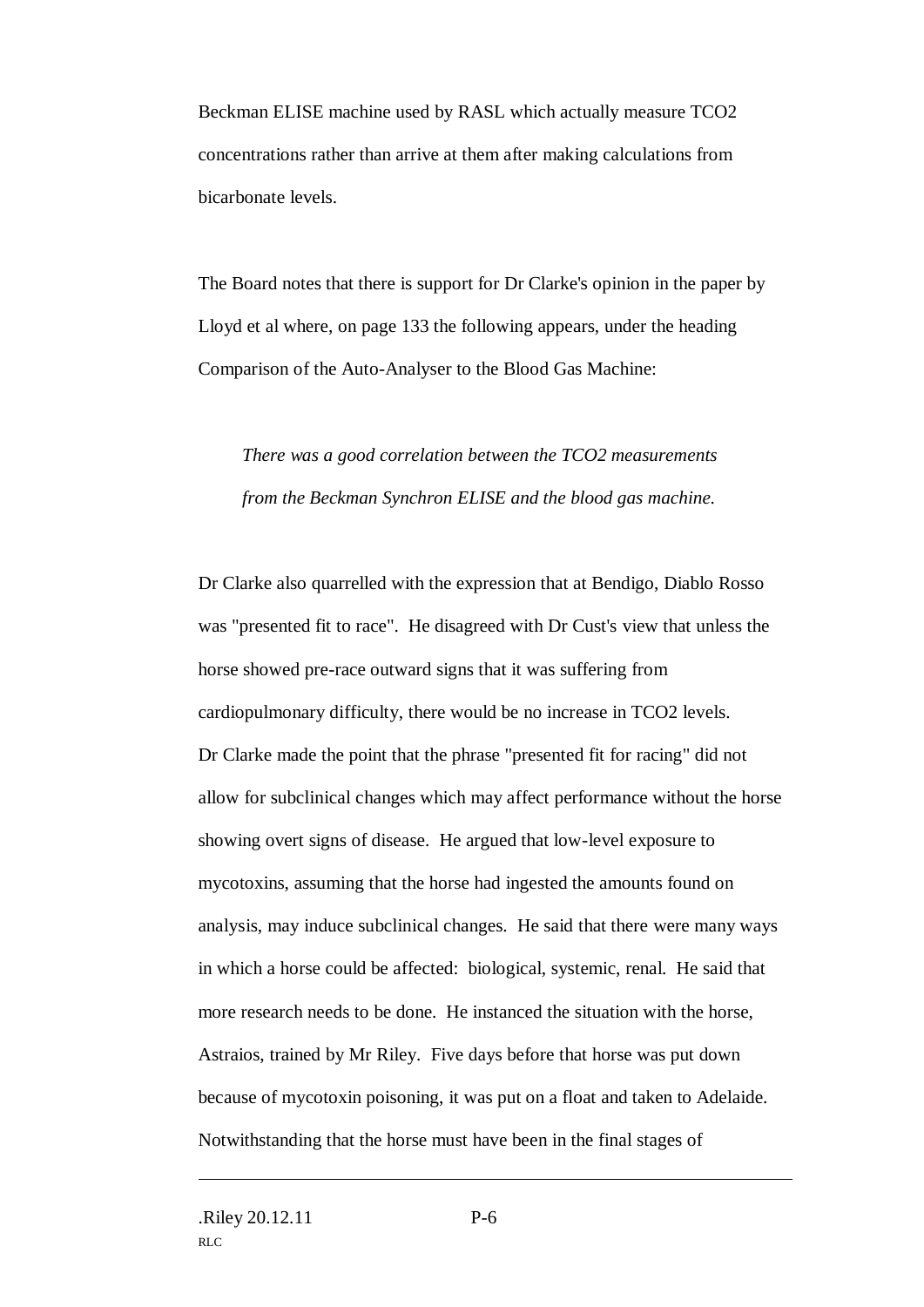Beckman ELISE machine used by RASL which actually measure $TCO_2$ concentrations rather than arrive at them after making calculations from bicarbonate levels.

The Board notes that there is support for Dr Clarke's opinion in the paper by Lloyd et al where, on page 133 the following appears, under the heading Comparison of the Auto-Analyser to the Blood Gas Machine:

> *There was a good correlation between the $TCO_2$ measurements from the Beckman Synchron ELISE and the blood gas machine.*

Dr Clarke also quarrelled with the expression that at Bendigo, Diablo Rosso was "presented fit to race". He disagreed with Dr Cust's view that unless the horse showed pre-race outward signs that it was suffering from cardiopulmonary difficulty, there would be no increase in $TCO_2$ levels. Dr Clarke made the point that the phrase "presented fit for racing" did not allow for subclinical changes which may affect performance without the horse showing overt signs of disease. He argued that low-level exposure to mycotoxins, assuming that the horse had ingested the amounts found on analysis, may induce subclinical changes. He said that there were many ways in which a horse could be affected: biological, systemic, renal. He said that more research needs to be done. He instanced the situation with the horse, Astraios, trained by Mr Riley. Five days before that horse was put down because of mycotoxin poisoning, it was put on a float and taken to Adelaide. Notwithstanding that the horse must have been in the final stages of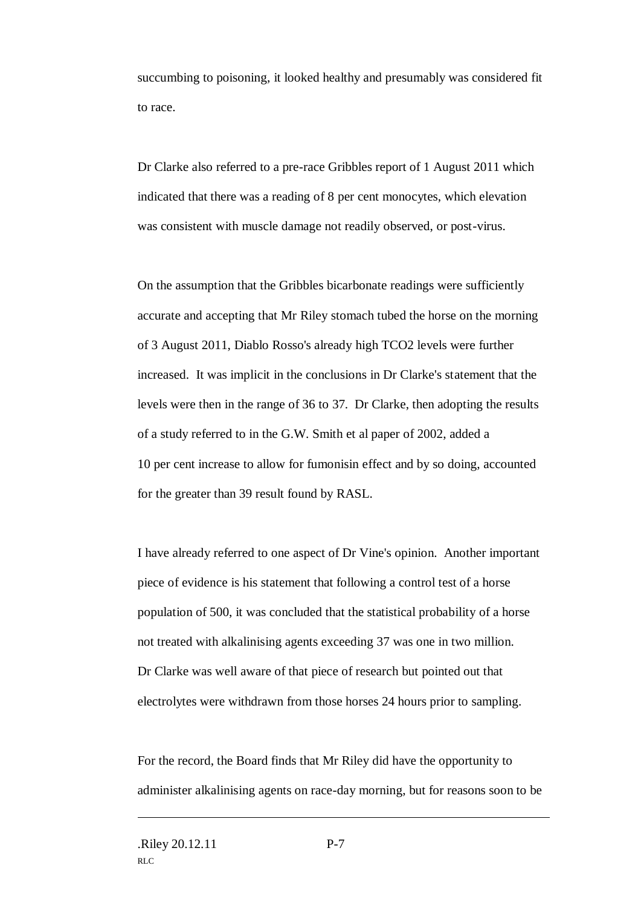succumbing to poisoning, it looked healthy and presumably was considered fit to race.

Dr Clarke also referred to a pre-race Gribbles report of 1 August 2011 which indicated that there was a reading of 8 per cent monocytes, which elevation was consistent with muscle damage not readily observed, or post-virus.

On the assumption that the Gribbles bicarbonate readings were sufficiently accurate and accepting that Mr Riley stomach tubed the horse on the morning of 3 August 2011, Diablo Rosso's already high TCO2 levels were further increased. It was implicit in the conclusions in Dr Clarke's statement that the levels were then in the range of 36 to 37. Dr Clarke, then adopting the results of a study referred to in the G.W. Smith et al paper of 2002, added a 10 per cent increase to allow for fumonisin effect and by so doing, accounted for the greater than 39 result found by RASL.

I have already referred to one aspect of Dr Vine's opinion. Another important piece of evidence is his statement that following a control test of a horse population of 500, it was concluded that the statistical probability of a horse not treated with alkalinising agents exceeding 37 was one in two million. Dr Clarke was well aware of that piece of research but pointed out that electrolytes were withdrawn from those horses 24 hours prior to sampling.

For the record, the Board finds that Mr Riley did have the opportunity to administer alkalinising agents on race-day morning, but for reasons soon to be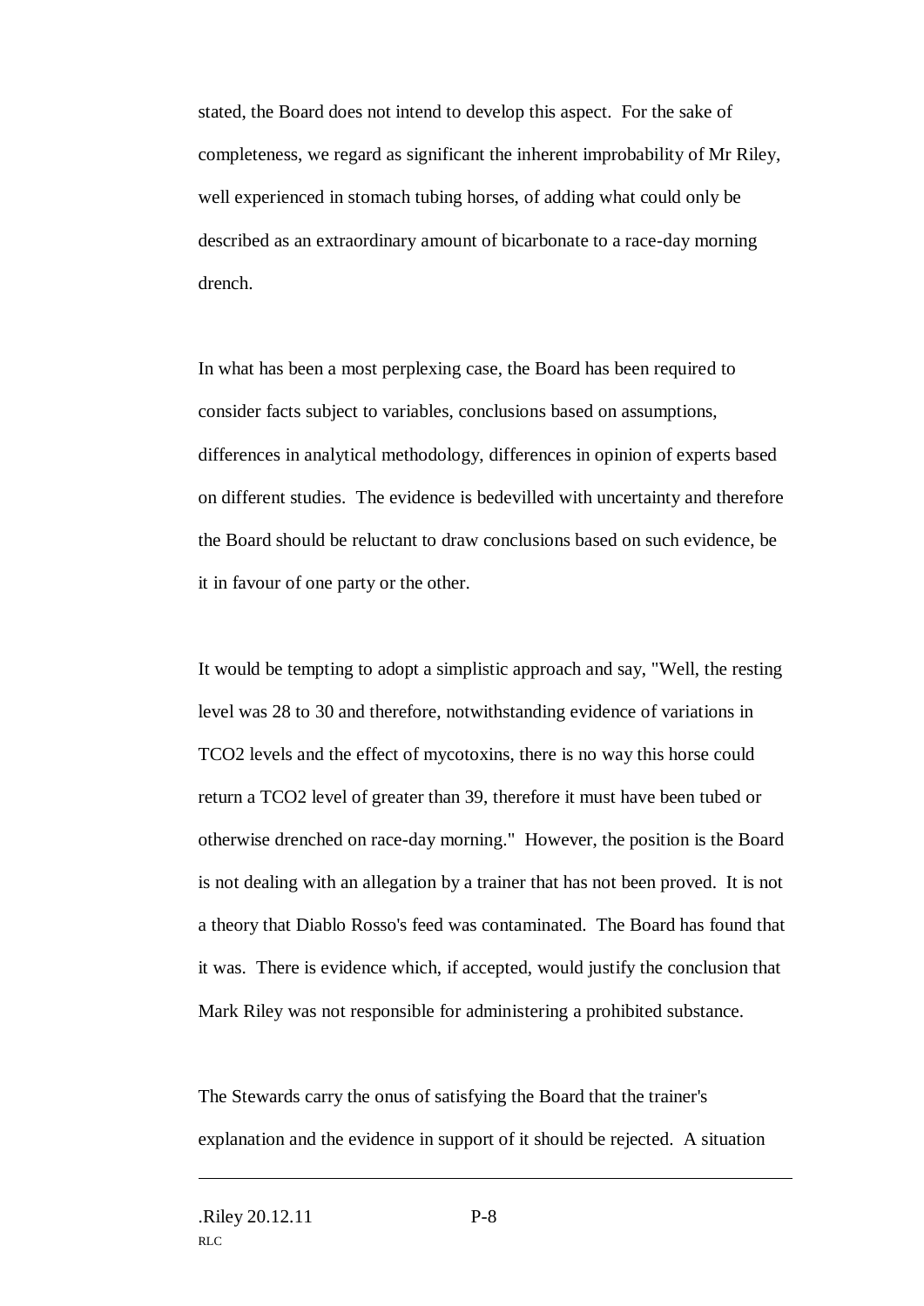stated, the Board does not intend to develop this aspect. For the sake of completeness, we regard as significant the inherent improbability of Mr Riley, well experienced in stomach tubing horses, of adding what could only be described as an extraordinary amount of bicarbonate to a race-day morning drench.

In what has been a most perplexing case, the Board has been required to consider facts subject to variables, conclusions based on assumptions, differences in analytical methodology, differences in opinion of experts based on different studies. The evidence is bedevilled with uncertainty and therefore the Board should be reluctant to draw conclusions based on such evidence, be it in favour of one party or the other.

It would be tempting to adopt a simplistic approach and say, "Well, the resting level was 28 to 30 and therefore, notwithstanding evidence of variations in TCO2 levels and the effect of mycotoxins, there is no way this horse could return a TCO2 level of greater than 39, therefore it must have been tubed or otherwise drenched on race-day morning." However, the position is the Board is not dealing with an allegation by a trainer that has not been proved. It is not a theory that Diablo Rosso's feed was contaminated. The Board has found that it was. There is evidence which, if accepted, would justify the conclusion that Mark Riley was not responsible for administering a prohibited substance.

The Stewards carry the onus of satisfying the Board that the trainer's explanation and the evidence in support of it should be rejected. A situation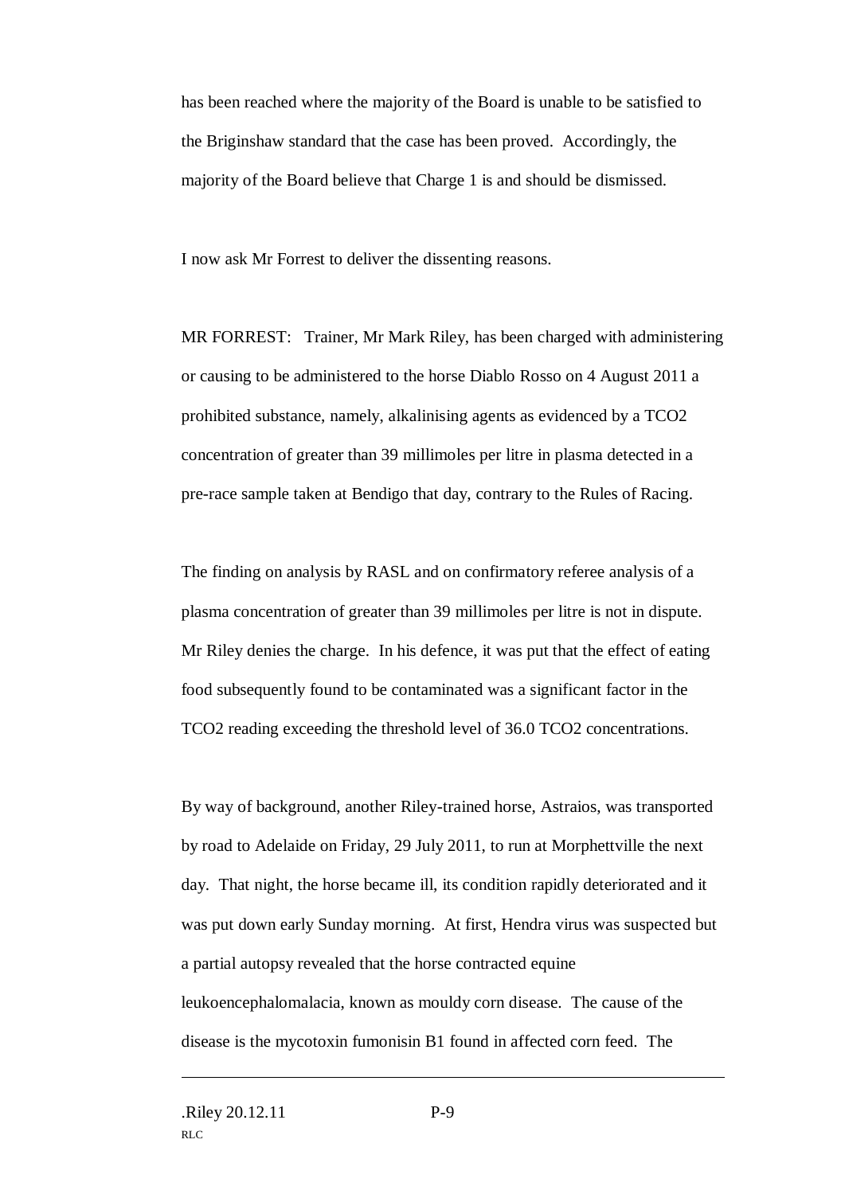has been reached where the majority of the Board is unable to be satisfied to the Briginshaw standard that the case has been proved. Accordingly, the majority of the Board believe that Charge 1 is and should be dismissed.

I now ask Mr Forrest to deliver the dissenting reasons.

MR FORREST: Trainer, Mr Mark Riley, has been charged with administering or causing to be administered to the horse Diablo Rosso on 4 August 2011 a prohibited substance, namely, alkalinising agents as evidenced by a TCO2 concentration of greater than 39 millimoles per litre in plasma detected in a pre-race sample taken at Bendigo that day, contrary to the Rules of Racing.

The finding on analysis by RASL and on confirmatory referee analysis of a plasma concentration of greater than 39 millimoles per litre is not in dispute. Mr Riley denies the charge. In his defence, it was put that the effect of eating food subsequently found to be contaminated was a significant factor in the TCO2 reading exceeding the threshold level of 36.0 TCO2 concentrations.

By way of background, another Riley-trained horse, Astraios, was transported by road to Adelaide on Friday, 29 July 2011, to run at Morphettville the next day. That night, the horse became ill, its condition rapidly deteriorated and it was put down early Sunday morning. At first, Hendra virus was suspected but a partial autopsy revealed that the horse contracted equine leukoencephalomalacia, known as mouldy corn disease. The cause of the disease is the mycotoxin fumonisin B1 found in affected corn feed. The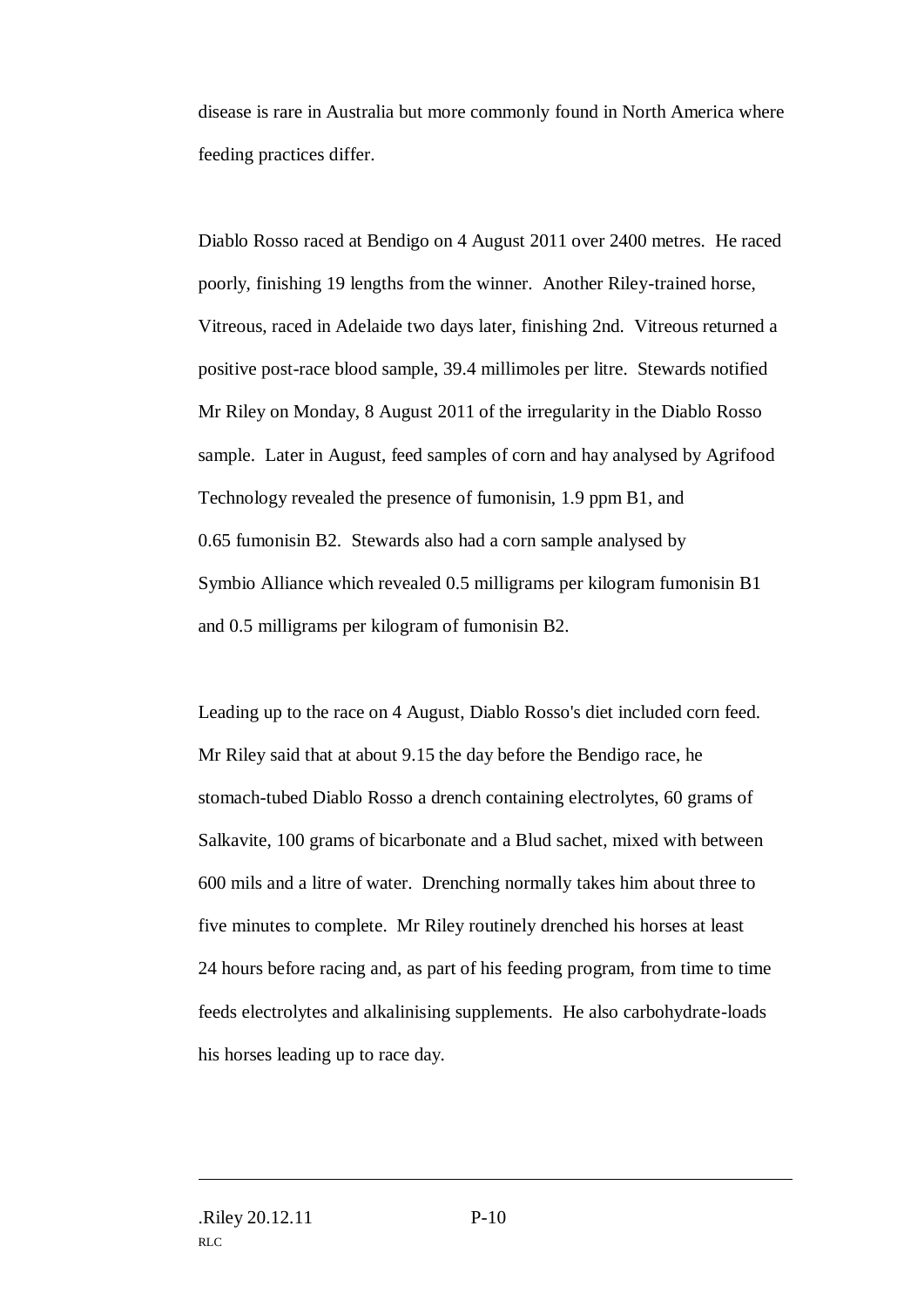disease is rare in Australia but more commonly found in North America where feeding practices differ.

Diablo Rosso raced at Bendigo on 4 August 2011 over 2400 metres. He raced poorly, finishing 19 lengths from the winner. Another Riley-trained horse, Vitreous, raced in Adelaide two days later, finishing 2nd. Vitreous returned a positive post-race blood sample, 39.4 millimoles per litre. Stewards notified Mr Riley on Monday, 8 August 2011 of the irregularity in the Diablo Rosso sample. Later in August, feed samples of corn and hay analysed by Agrifood Technology revealed the presence of fumonisin, 1.9 ppm B1, and 0.65 fumonisin B2. Stewards also had a corn sample analysed by Symbio Alliance which revealed 0.5 milligrams per kilogram fumonisin B1 and 0.5 milligrams per kilogram of fumonisin B2.

Leading up to the race on 4 August, Diablo Rosso's diet included corn feed. Mr Riley said that at about 9.15 the day before the Bendigo race, he stomach-tubed Diablo Rosso a drench containing electrolytes, 60 grams of Salkavite, 100 grams of bicarbonate and a Blud sachet, mixed with between 600 mils and a litre of water. Drenching normally takes him about three to five minutes to complete. Mr Riley routinely drenched his horses at least 24 hours before racing and, as part of his feeding program, from time to time feeds electrolytes and alkalinising supplements. He also carbohydrate-loads his horses leading up to race day.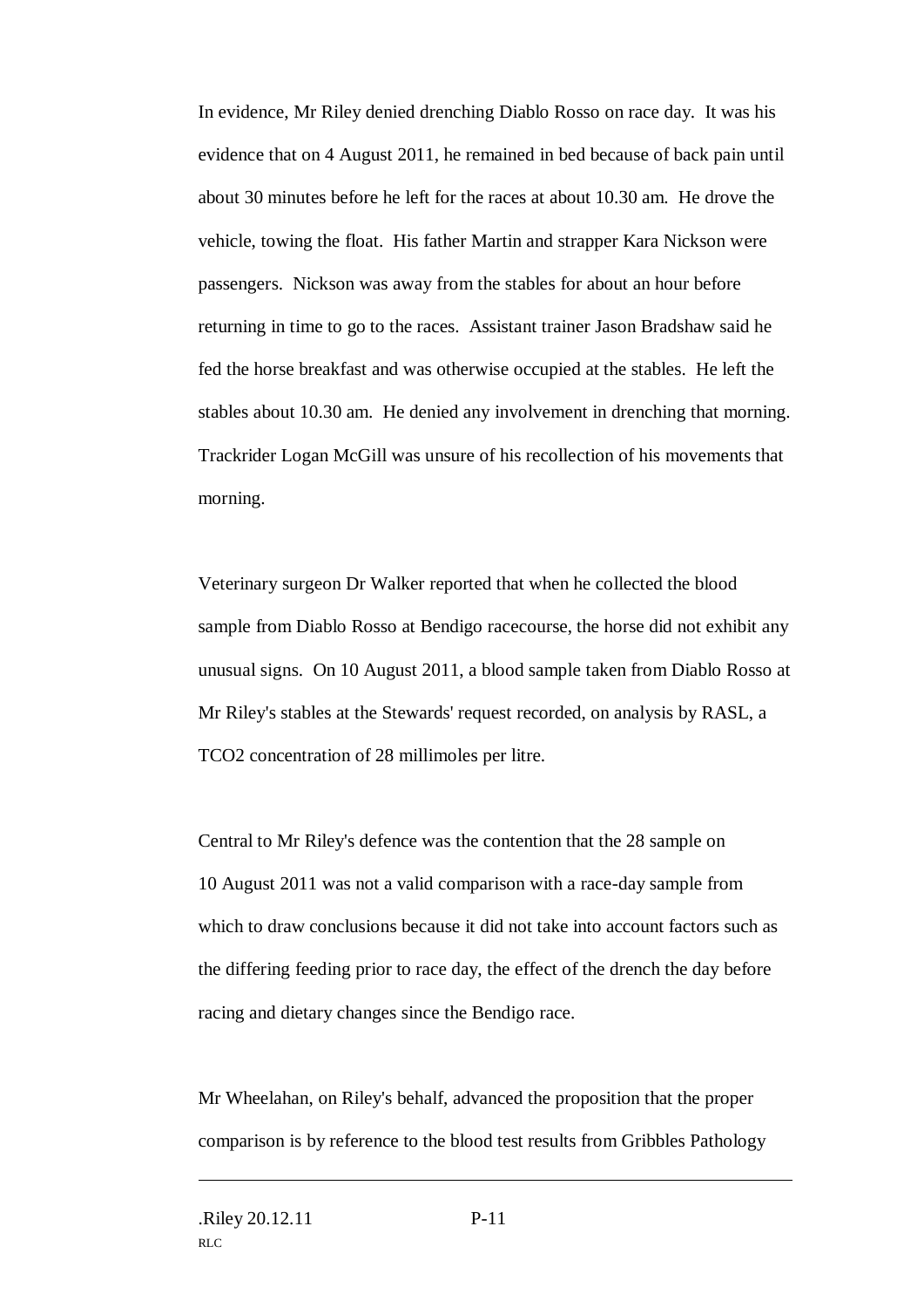In evidence, Mr Riley denied drenching Diablo Rosso on race day. It was his evidence that on 4 August 2011, he remained in bed because of back pain until about 30 minutes before he left for the races at about 10.30 am. He drove the vehicle, towing the float. His father Martin and strapper Kara Nickson were passengers. Nickson was away from the stables for about an hour before returning in time to go to the races. Assistant trainer Jason Bradshaw said he fed the horse breakfast and was otherwise occupied at the stables. He left the stables about 10.30 am. He denied any involvement in drenching that morning. Trackrider Logan McGill was unsure of his recollection of his movements that morning.

Veterinary surgeon Dr Walker reported that when he collected the blood sample from Diablo Rosso at Bendigo racecourse, the horse did not exhibit any unusual signs. On 10 August 2011, a blood sample taken from Diablo Rosso at Mr Riley's stables at the Stewards' request recorded, on analysis by RASL, a TCO2 concentration of 28 millimoles per litre.

Central to Mr Riley's defence was the contention that the 28 sample on 10 August 2011 was not a valid comparison with a race-day sample from which to draw conclusions because it did not take into account factors such as the differing feeding prior to race day, the effect of the drench the day before racing and dietary changes since the Bendigo race.

Mr Wheelahan, on Riley's behalf, advanced the proposition that the proper comparison is by reference to the blood test results from Gribbles Pathology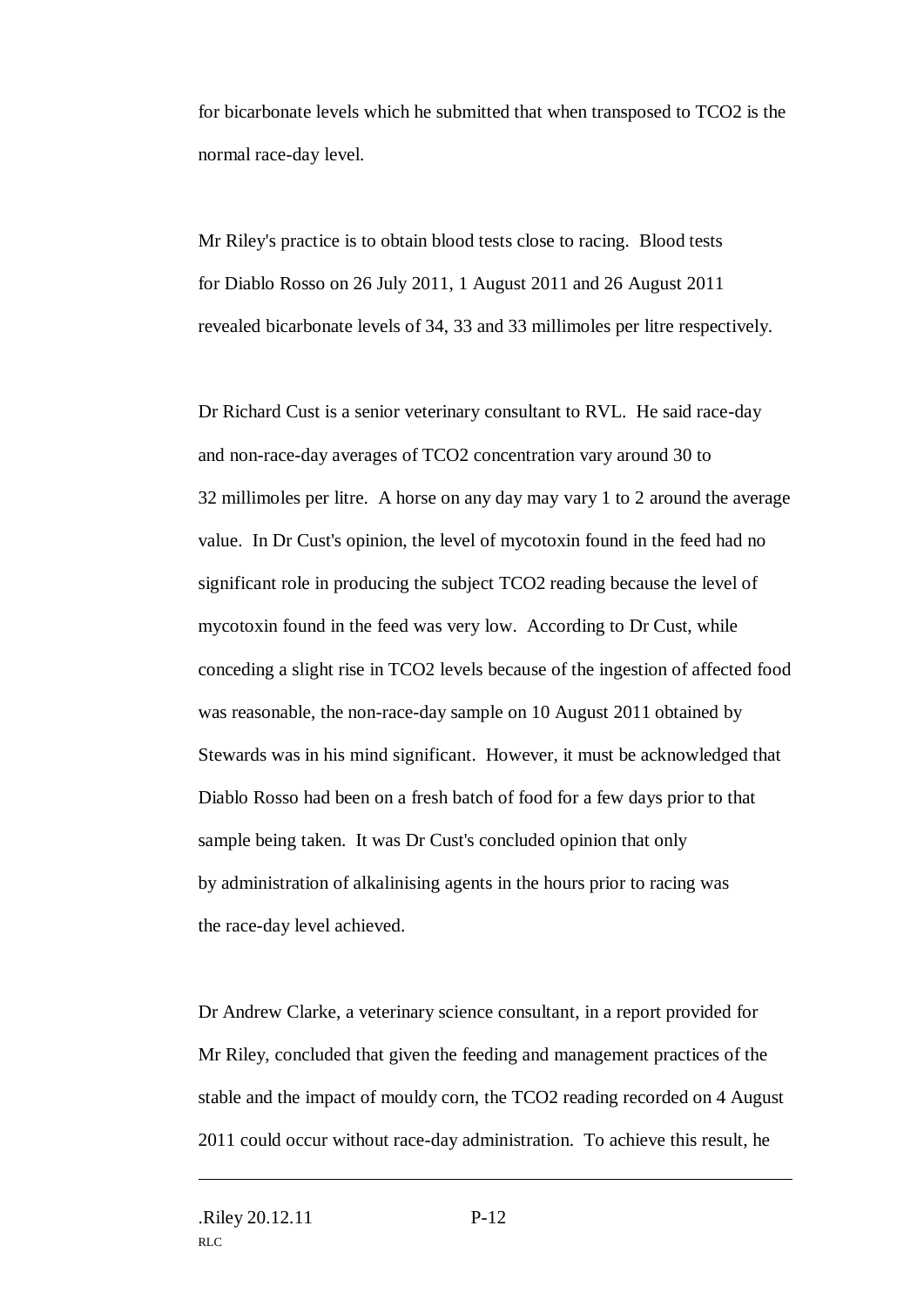for bicarbonate levels which he submitted that when transposed to TCO2 is the normal race-day level.

Mr Riley's practice is to obtain blood tests close to racing. Blood tests for Diablo Rosso on 26 July 2011, 1 August 2011 and 26 August 2011 revealed bicarbonate levels of 34, 33 and 33 millimoles per litre respectively.

Dr Richard Cust is a senior veterinary consultant to RVL. He said race-day and non-race-day averages of TCO2 concentration vary around 30 to 32 millimoles per litre. A horse on any day may vary 1 to 2 around the average value. In Dr Cust's opinion, the level of mycotoxin found in the feed had no significant role in producing the subject TCO2 reading because the level of mycotoxin found in the feed was very low. According to Dr Cust, while conceding a slight rise in TCO2 levels because of the ingestion of affected food was reasonable, the non-race-day sample on 10 August 2011 obtained by Stewards was in his mind significant. However, it must be acknowledged that Diablo Rosso had been on a fresh batch of food for a few days prior to that sample being taken. It was Dr Cust's concluded opinion that only by administration of alkalinising agents in the hours prior to racing was the race-day level achieved.

Dr Andrew Clarke, a veterinary science consultant, in a report provided for Mr Riley, concluded that given the feeding and management practices of the stable and the impact of mouldy corn, the TCO2 reading recorded on 4 August 2011 could occur without race-day administration. To achieve this result, he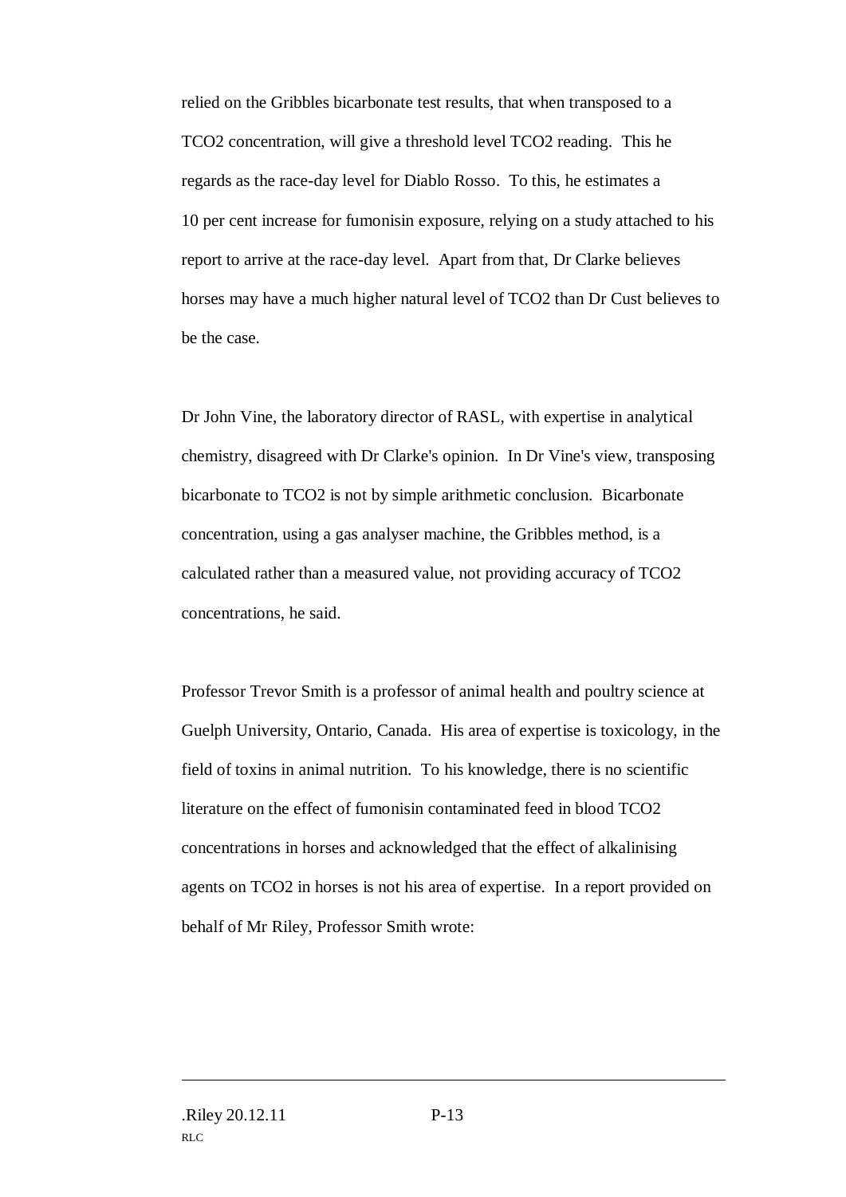relied on the Gribbles bicarbonate test results, that when transposed to a TCO2 concentration, will give a threshold level TCO2 reading. This he regards as the race-day level for Diablo Rosso. To this, he estimates a 10 per cent increase for fumonisin exposure, relying on a study attached to his report to arrive at the race-day level. Apart from that, Dr Clarke believes horses may have a much higher natural level of TCO2 than Dr Cust believes to be the case.

Dr John Vine, the laboratory director of RASL, with expertise in analytical chemistry, disagreed with Dr Clarke's opinion. In Dr Vine's view, transposing bicarbonate to TCO2 is not by simple arithmetic conclusion. Bicarbonate concentration, using a gas analyser machine, the Gribbles method, is a calculated rather than a measured value, not providing accuracy of TCO2 concentrations, he said.

Professor Trevor Smith is a professor of animal health and poultry science at Guelph University, Ontario, Canada. His area of expertise is toxicology, in the field of toxins in animal nutrition. To his knowledge, there is no scientific literature on the effect of fumonisin contaminated feed in blood TCO2 concentrations in horses and acknowledged that the effect of alkalinising agents on TCO2 in horses is not his area of expertise. In a report provided on behalf of Mr Riley, Professor Smith wrote: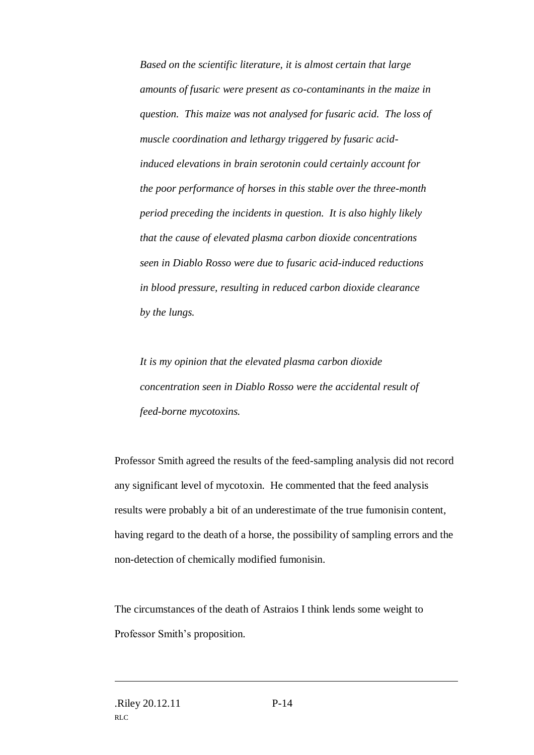> *Based on the scientific literature, it is almost certain that large amounts of fusaric were present as co-contaminants in the maize in question. This maize was not analysed for fusaric acid. The loss of muscle coordination and lethargy triggered by fusaric acid-induced elevations in brain serotonin could certainly account for the poor performance of horses in this stable over the three-month period preceding the incidents in question. It is also highly likely that the cause of elevated plasma carbon dioxide concentrations seen in Diablo Rosso were due to fusaric acid-induced reductions in blood pressure, resulting in reduced carbon dioxide clearance by the lungs.*
>
> *It is my opinion that the elevated plasma carbon dioxide concentration seen in Diablo Rosso were the accidental result of feed-borne mycotoxins.*

Professor Smith agreed the results of the feed-sampling analysis did not record any significant level of mycotoxin. He commented that the feed analysis results were probably a bit of an underestimate of the true fumonisin content, having regard to the death of a horse, the possibility of sampling errors and the non-detection of chemically modified fumonisin.

The circumstances of the death of Astraios I think lends some weight to Professor Smith's proposition.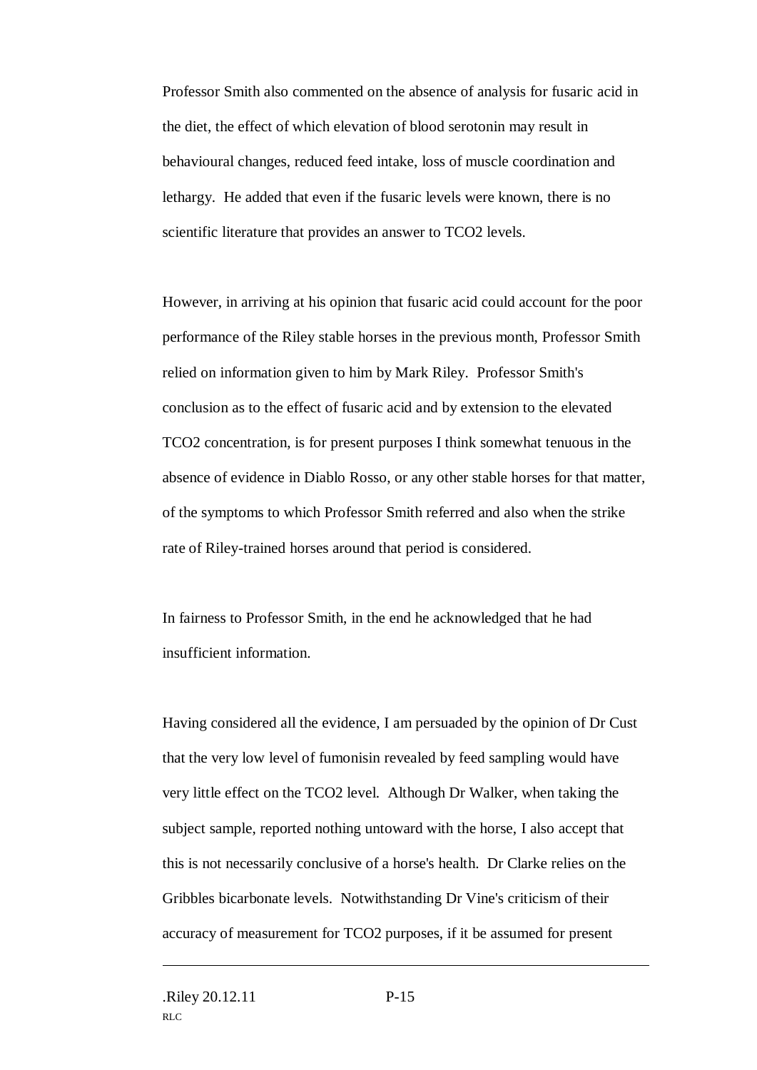Professor Smith also commented on the absence of analysis for fusaric acid in the diet, the effect of which elevation of blood serotonin may result in behavioural changes, reduced feed intake, loss of muscle coordination and lethargy. He added that even if the fusaric levels were known, there is no scientific literature that provides an answer to TCO2 levels.

However, in arriving at his opinion that fusaric acid could account for the poor performance of the Riley stable horses in the previous month, Professor Smith relied on information given to him by Mark Riley. Professor Smith's conclusion as to the effect of fusaric acid and by extension to the elevated TCO2 concentration, is for present purposes I think somewhat tenuous in the absence of evidence in Diablo Rosso, or any other stable horses for that matter, of the symptoms to which Professor Smith referred and also when the strike rate of Riley-trained horses around that period is considered.

In fairness to Professor Smith, in the end he acknowledged that he had insufficient information.

Having considered all the evidence, I am persuaded by the opinion of Dr Cust that the very low level of fumonisin revealed by feed sampling would have very little effect on the TCO2 level. Although Dr Walker, when taking the subject sample, reported nothing untoward with the horse, I also accept that this is not necessarily conclusive of a horse's health. Dr Clarke relies on the Gribbles bicarbonate levels. Notwithstanding Dr Vine's criticism of their accuracy of measurement for TCO2 purposes, if it be assumed for present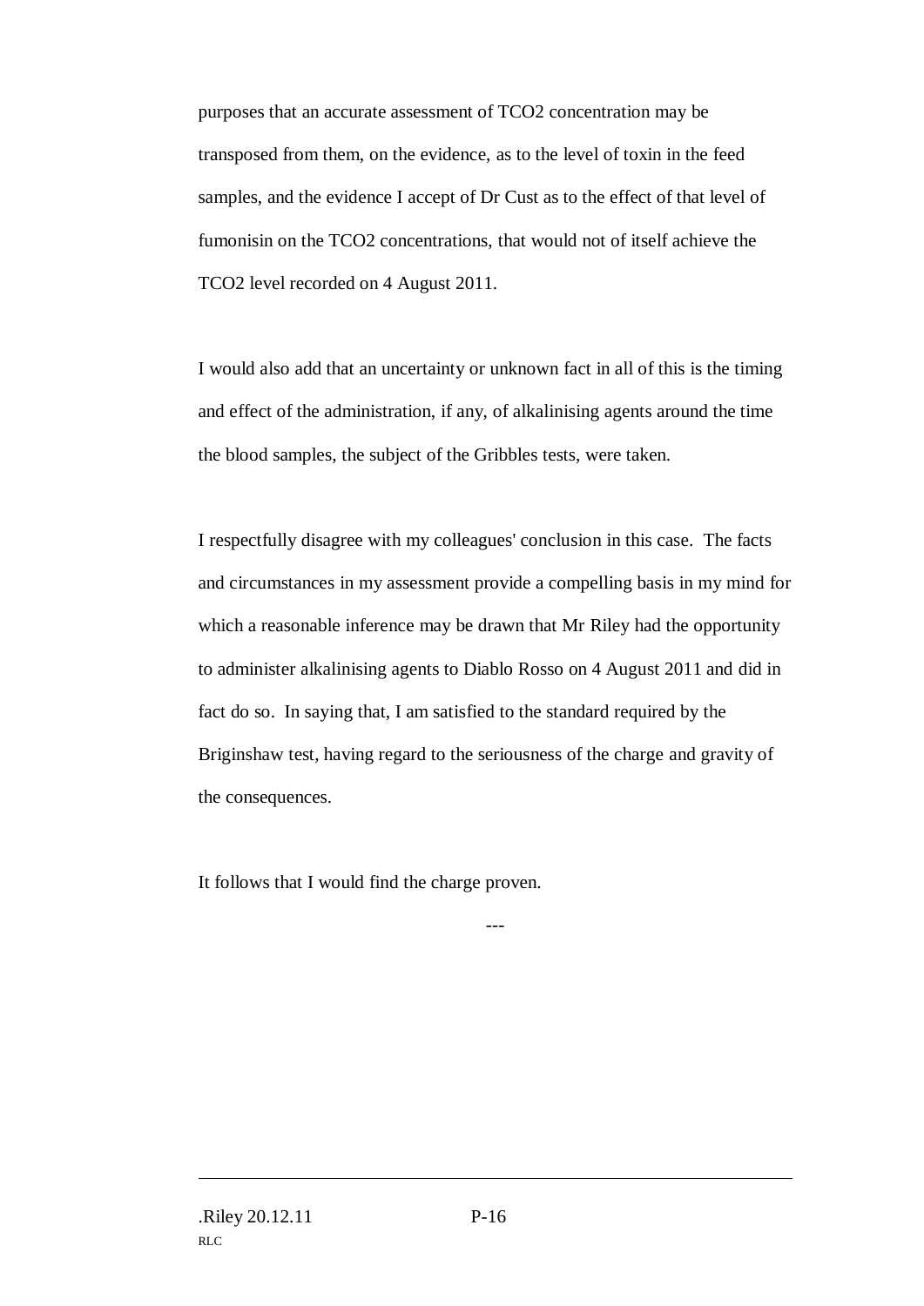purposes that an accurate assessment of TCO2 concentration may be transposed from them, on the evidence, as to the level of toxin in the feed samples, and the evidence I accept of Dr Cust as to the effect of that level of fumonisin on the TCO2 concentrations, that would not of itself achieve the TCO2 level recorded on 4 August 2011.

I would also add that an uncertainty or unknown fact in all of this is the timing and effect of the administration, if any, of alkalinising agents around the time the blood samples, the subject of the Gribbles tests, were taken.

I respectfully disagree with my colleagues' conclusion in this case. The facts and circumstances in my assessment provide a compelling basis in my mind for which a reasonable inference may be drawn that Mr Riley had the opportunity to administer alkalinising agents to Diablo Rosso on 4 August 2011 and did in fact do so. In saying that, I am satisfied to the standard required by the Briginshaw test, having regard to the seriousness of the charge and gravity of the consequences.

It follows that I would find the charge proven.

---